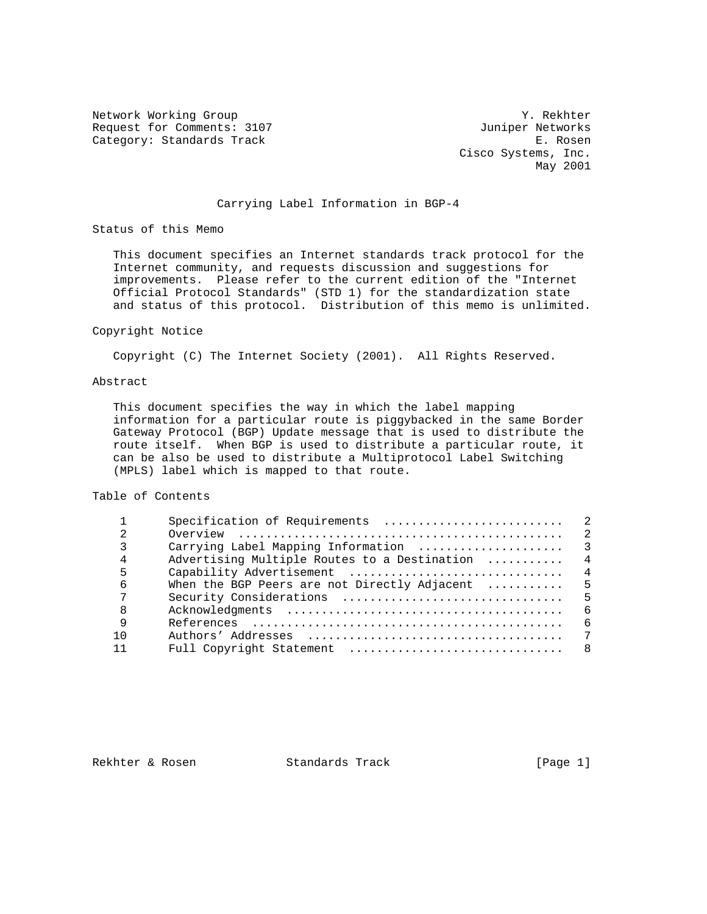Network Working Group Y. Rekhter
Request for Comments: 3107 Juniper Networks
Category: Standards Track E. Rosen
Cisco Systems, Inc.
May 2001

# Carrying Label Information in BGP-4

## Status of this Memo

This document specifies an Internet standards track protocol for the Internet community, and requests discussion and suggestions for improvements. Please refer to the current edition of the "Internet Official Protocol Standards" (STD 1) for the standardization state and status of this protocol. Distribution of this memo is unlimited.

## Copyright Notice

Copyright (C) The Internet Society (2001). All Rights Reserved.

## Abstract

This document specifies the way in which the label mapping information for a particular route is piggybacked in the same Border Gateway Protocol (BGP) Update message that is used to distribute the route itself. When BGP is used to distribute a particular route, it can be also be used to distribute a Multiprotocol Label Switching (MPLS) label which is mapped to that route.

## Table of Contents

| | | |
|---|---|---|
| 1 | Specification of Requirements | 2 |
| 2 | Overview | 2 |
| 3 | Carrying Label Mapping Information | 3 |
| 4 | Advertising Multiple Routes to a Destination | 4 |
| 5 | Capability Advertisement | 4 |
| 6 | When the BGP Peers are not Directly Adjacent | 5 |
| 7 | Security Considerations | 5 |
| 8 | Acknowledgments | 6 |
| 9 | References | 6 |
| 10 | Authors' Addresses | 7 |
| 11 | Full Copyright Statement | 8 |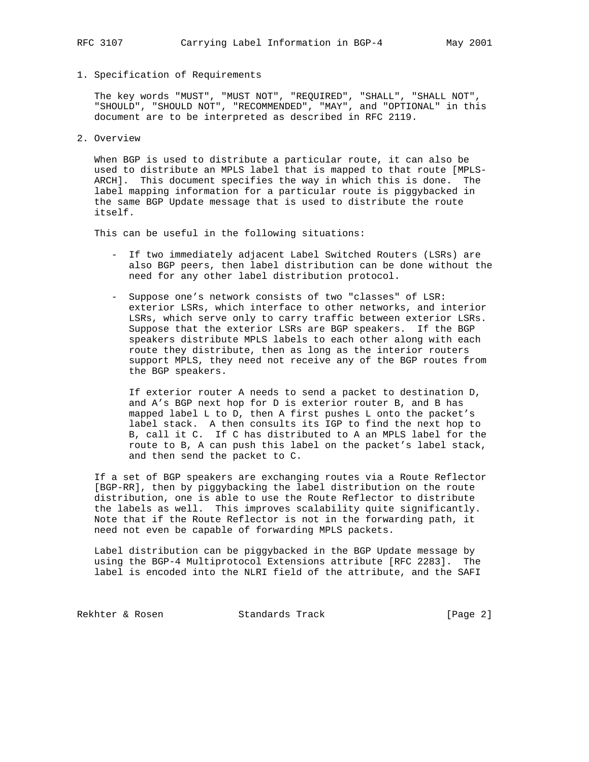## 1. Specification of Requirements

The key words "MUST", "MUST NOT", "REQUIRED", "SHALL", "SHALL NOT", "SHOULD", "SHOULD NOT", "RECOMMENDED", "MAY", and "OPTIONAL" in this document are to be interpreted as described in RFC 2119.

## 2. Overview

When BGP is used to distribute a particular route, it can also be used to distribute an MPLS label that is mapped to that route [MPLS-ARCH]. This document specifies the way in which this is done. The label mapping information for a particular route is piggybacked in the same BGP Update message that is used to distribute the route itself.

This can be useful in the following situations:

- If two immediately adjacent Label Switched Routers (LSRs) are also BGP peers, then label distribution can be done without the need for any other label distribution protocol.

- Suppose one's network consists of two "classes" of LSR: exterior LSRs, which interface to other networks, and interior LSRs, which serve only to carry traffic between exterior LSRs. Suppose that the exterior LSRs are BGP speakers. If the BGP speakers distribute MPLS labels to each other along with each route they distribute, then as long as the interior routers support MPLS, they need not receive any of the BGP routes from the BGP speakers.

  If exterior router A needs to send a packet to destination D, and A's BGP next hop for D is exterior router B, and B has mapped label L to D, then A first pushes L onto the packet's label stack. A then consults its IGP to find the next hop to B, call it C. If C has distributed to A an MPLS label for the route to B, A can push this label on the packet's label stack, and then send the packet to C.

If a set of BGP speakers are exchanging routes via a Route Reflector [BGP-RR], then by piggybacking the label distribution on the route distribution, one is able to use the Route Reflector to distribute the labels as well. This improves scalability quite significantly. Note that if the Route Reflector is not in the forwarding path, it need not even be capable of forwarding MPLS packets.

Label distribution can be piggybacked in the BGP Update message by using the BGP-4 Multiprotocol Extensions attribute [RFC 2283]. The label is encoded into the NLRI field of the attribute, and the SAFI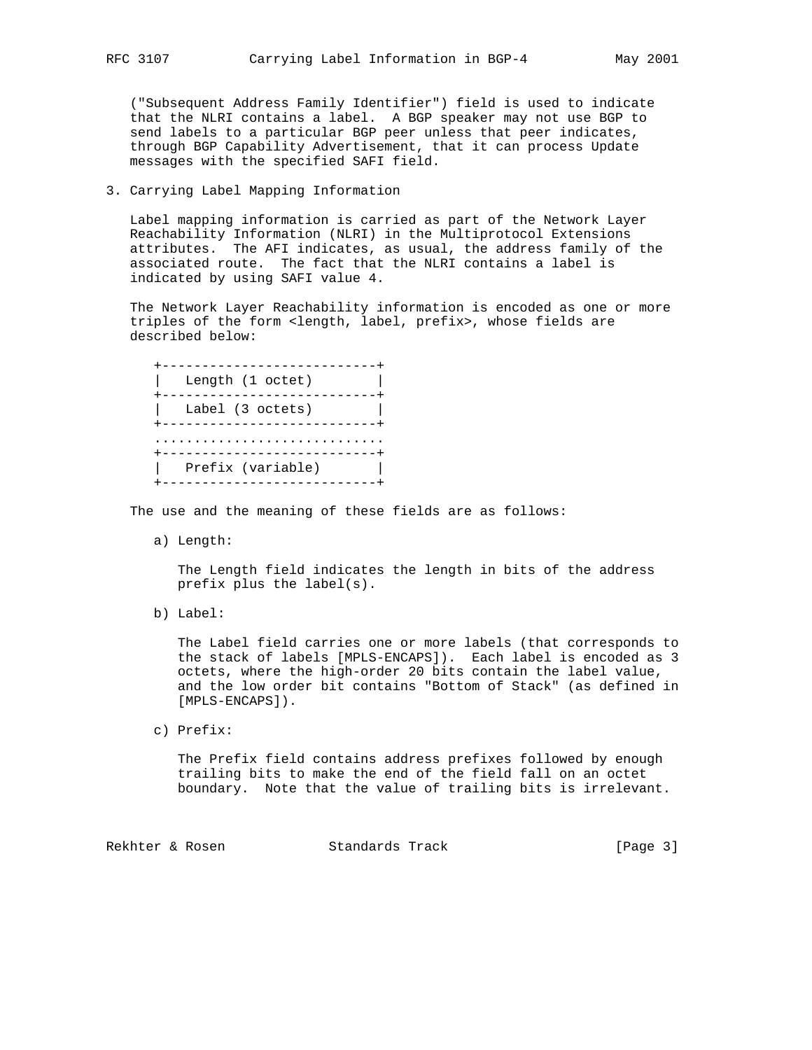("Subsequent Address Family Identifier") field is used to indicate that the NLRI contains a label. A BGP speaker may not use BGP to send labels to a particular BGP peer unless that peer indicates, through BGP Capability Advertisement, that it can process Update messages with the specified SAFI field.

## 3. Carrying Label Mapping Information

Label mapping information is carried as part of the Network Layer Reachability Information (NLRI) in the Multiprotocol Extensions attributes. The AFI indicates, as usual, the address family of the associated route. The fact that the NLRI contains a label is indicated by using SAFI value 4.

The Network Layer Reachability information is encoded as one or more triples of the form <length, label, prefix>, whose fields are described below:

```
+---------------------------+
|   Length (1 octet)        |
+---------------------------+
|   Label (3 octets)        |
+---------------------------+
.............................
+---------------------------+
|   Prefix (variable)       |
+---------------------------+
```

The use and the meaning of these fields are as follows:

a) Length:

The Length field indicates the length in bits of the address prefix plus the label(s).

b) Label:

The Label field carries one or more labels (that corresponds to the stack of labels [MPLS-ENCAPS]). Each label is encoded as 3 octets, where the high-order 20 bits contain the label value, and the low order bit contains "Bottom of Stack" (as defined in [MPLS-ENCAPS]).

c) Prefix:

The Prefix field contains address prefixes followed by enough trailing bits to make the end of the field fall on an octet boundary. Note that the value of trailing bits is irrelevant.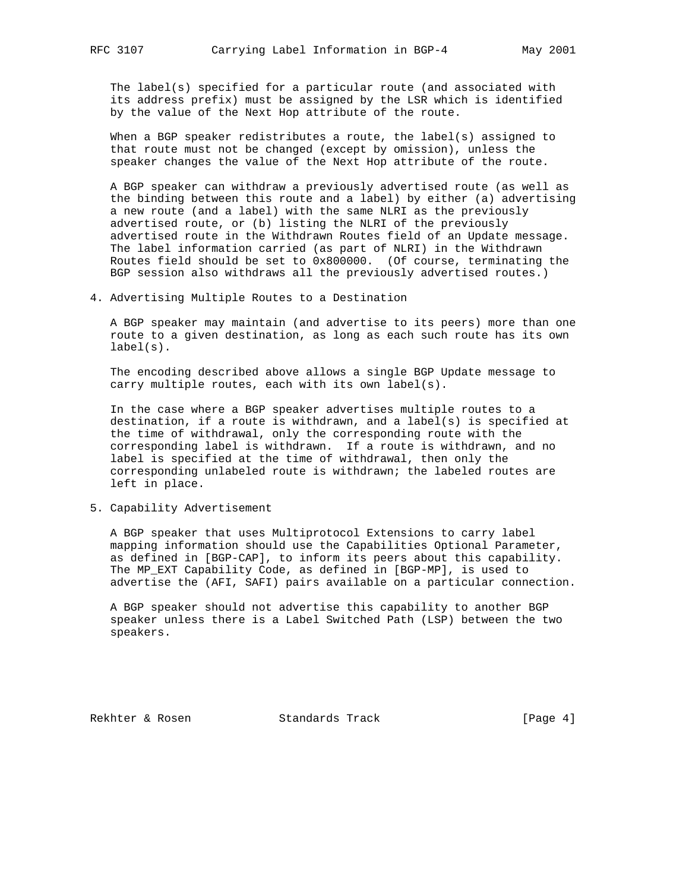The label(s) specified for a particular route (and associated with its address prefix) must be assigned by the LSR which is identified by the value of the Next Hop attribute of the route.

When a BGP speaker redistributes a route, the label(s) assigned to that route must not be changed (except by omission), unless the speaker changes the value of the Next Hop attribute of the route.

A BGP speaker can withdraw a previously advertised route (as well as the binding between this route and a label) by either (a) advertising a new route (and a label) with the same NLRI as the previously advertised route, or (b) listing the NLRI of the previously advertised route in the Withdrawn Routes field of an Update message. The label information carried (as part of NLRI) in the Withdrawn Routes field should be set to 0x800000. (Of course, terminating the BGP session also withdraws all the previously advertised routes.)

## 4. Advertising Multiple Routes to a Destination

A BGP speaker may maintain (and advertise to its peers) more than one route to a given destination, as long as each such route has its own label(s).

The encoding described above allows a single BGP Update message to carry multiple routes, each with its own label(s).

In the case where a BGP speaker advertises multiple routes to a destination, if a route is withdrawn, and a label(s) is specified at the time of withdrawal, only the corresponding route with the corresponding label is withdrawn. If a route is withdrawn, and no label is specified at the time of withdrawal, then only the corresponding unlabeled route is withdrawn; the labeled routes are left in place.

## 5. Capability Advertisement

A BGP speaker that uses Multiprotocol Extensions to carry label mapping information should use the Capabilities Optional Parameter, as defined in [BGP-CAP], to inform its peers about this capability. The MP_EXT Capability Code, as defined in [BGP-MP], is used to advertise the (AFI, SAFI) pairs available on a particular connection.

A BGP speaker should not advertise this capability to another BGP speaker unless there is a Label Switched Path (LSP) between the two speakers.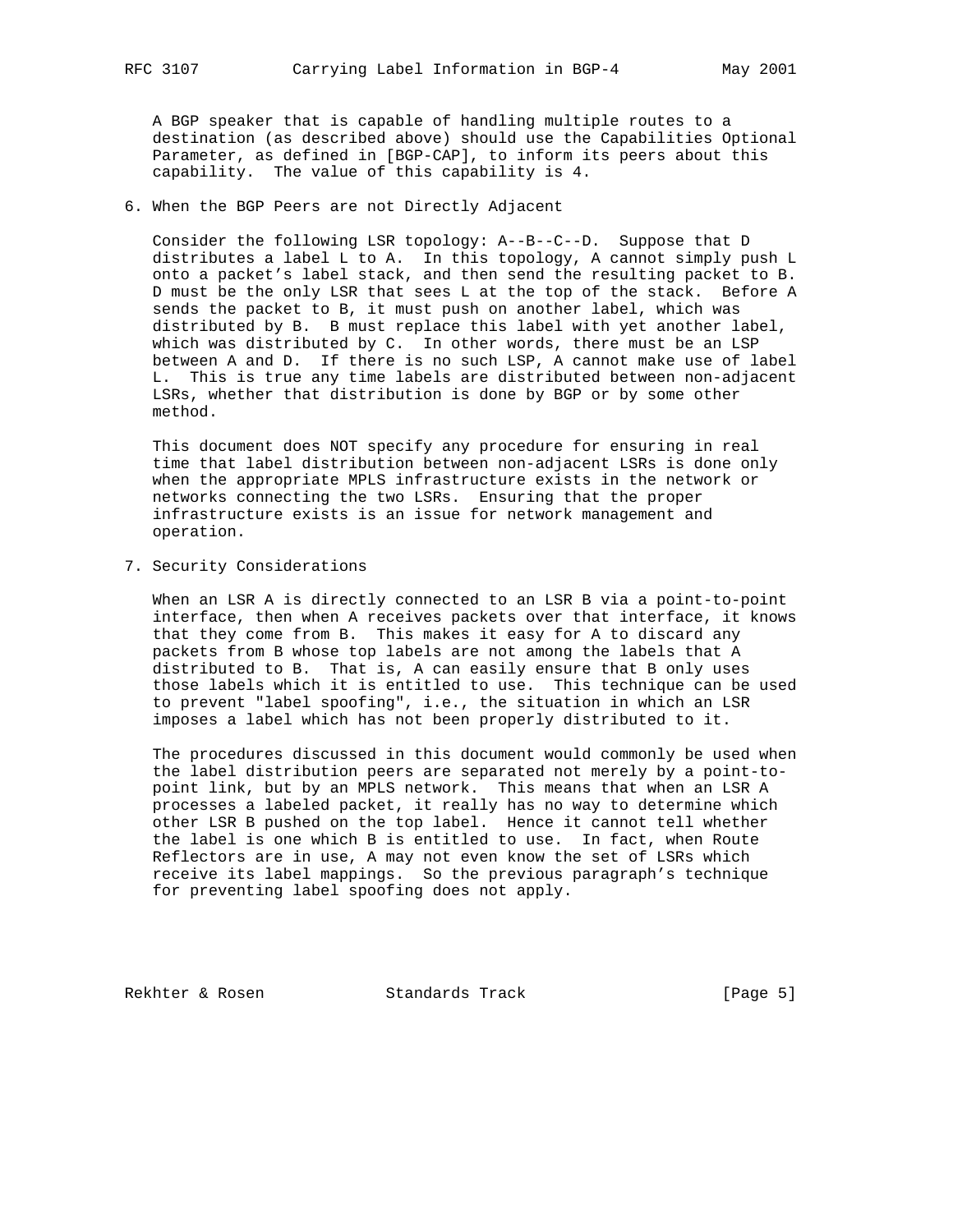A BGP speaker that is capable of handling multiple routes to a destination (as described above) should use the Capabilities Optional Parameter, as defined in [BGP-CAP], to inform its peers about this capability. The value of this capability is 4.

## 6. When the BGP Peers are not Directly Adjacent

Consider the following LSR topology: A--B--C--D. Suppose that D distributes a label L to A. In this topology, A cannot simply push L onto a packet's label stack, and then send the resulting packet to B. D must be the only LSR that sees L at the top of the stack. Before A sends the packet to B, it must push on another label, which was distributed by B. B must replace this label with yet another label, which was distributed by C. In other words, there must be an LSP between A and D. If there is no such LSP, A cannot make use of label L. This is true any time labels are distributed between non-adjacent LSRs, whether that distribution is done by BGP or by some other method.

This document does NOT specify any procedure for ensuring in real time that label distribution between non-adjacent LSRs is done only when the appropriate MPLS infrastructure exists in the network or networks connecting the two LSRs. Ensuring that the proper infrastructure exists is an issue for network management and operation.

## 7. Security Considerations

When an LSR A is directly connected to an LSR B via a point-to-point interface, then when A receives packets over that interface, it knows that they come from B. This makes it easy for A to discard any packets from B whose top labels are not among the labels that A distributed to B. That is, A can easily ensure that B only uses those labels which it is entitled to use. This technique can be used to prevent "label spoofing", i.e., the situation in which an LSR imposes a label which has not been properly distributed to it.

The procedures discussed in this document would commonly be used when the label distribution peers are separated not merely by a point-to-point link, but by an MPLS network. This means that when an LSR A processes a labeled packet, it really has no way to determine which other LSR B pushed on the top label. Hence it cannot tell whether the label is one which B is entitled to use. In fact, when Route Reflectors are in use, A may not even know the set of LSRs which receive its label mappings. So the previous paragraph's technique for preventing label spoofing does not apply.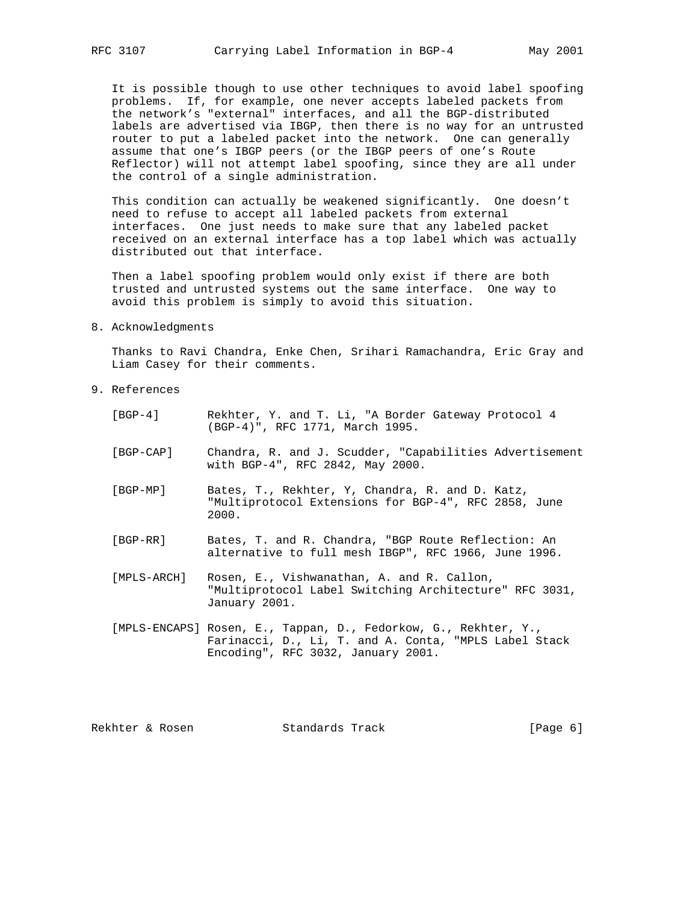It is possible though to use other techniques to avoid label spoofing problems. If, for example, one never accepts labeled packets from the network's "external" interfaces, and all the BGP-distributed labels are advertised via IBGP, then there is no way for an untrusted router to put a labeled packet into the network. One can generally assume that one's IBGP peers (or the IBGP peers of one's Route Reflector) will not attempt label spoofing, since they are all under the control of a single administration.

This condition can actually be weakened significantly. One doesn't need to refuse to accept all labeled packets from external interfaces. One just needs to make sure that any labeled packet received on an external interface has a top label which was actually distributed out that interface.

Then a label spoofing problem would only exist if there are both trusted and untrusted systems out the same interface. One way to avoid this problem is simply to avoid this situation.

## 8. Acknowledgments

Thanks to Ravi Chandra, Enke Chen, Srihari Ramachandra, Eric Gray and Liam Casey for their comments.

## 9. References

[BGP-4] Rekhter, Y. and T. Li, "A Border Gateway Protocol 4 (BGP-4)", RFC 1771, March 1995.

[BGP-CAP] Chandra, R. and J. Scudder, "Capabilities Advertisement with BGP-4", RFC 2842, May 2000.

[BGP-MP] Bates, T., Rekhter, Y, Chandra, R. and D. Katz, "Multiprotocol Extensions for BGP-4", RFC 2858, June 2000.

[BGP-RR] Bates, T. and R. Chandra, "BGP Route Reflection: An alternative to full mesh IBGP", RFC 1966, June 1996.

[MPLS-ARCH] Rosen, E., Vishwanathan, A. and R. Callon, "Multiprotocol Label Switching Architecture" RFC 3031, January 2001.

[MPLS-ENCAPS] Rosen, E., Tappan, D., Fedorkow, G., Rekhter, Y., Farinacci, D., Li, T. and A. Conta, "MPLS Label Stack Encoding", RFC 3032, January 2001.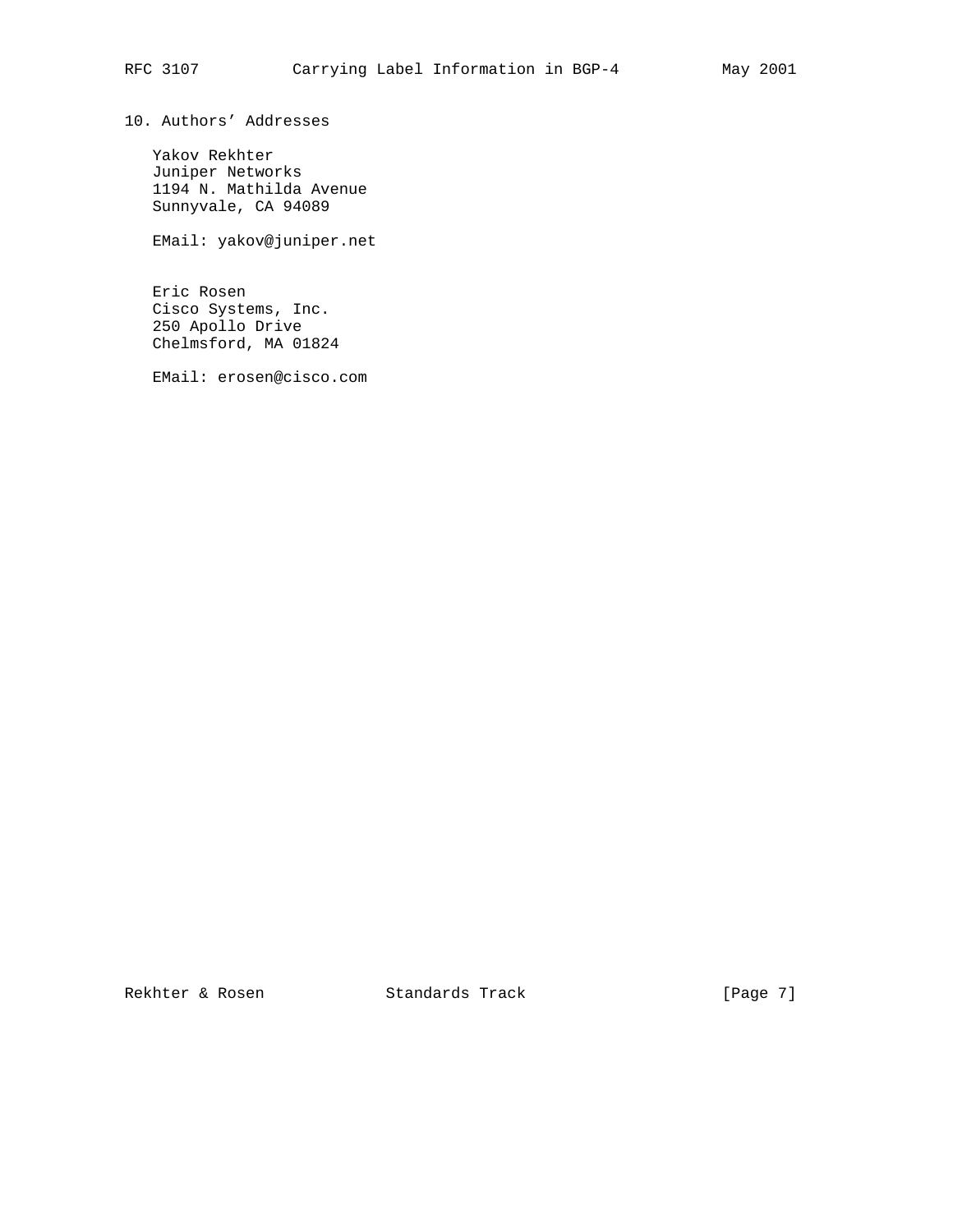## 10. Authors' Addresses

Yakov Rekhter
Juniper Networks
1194 N. Mathilda Avenue
Sunnyvale, CA 94089

EMail: yakov@juniper.net

Eric Rosen
Cisco Systems, Inc.
250 Apollo Drive
Chelmsford, MA 01824

EMail: erosen@cisco.com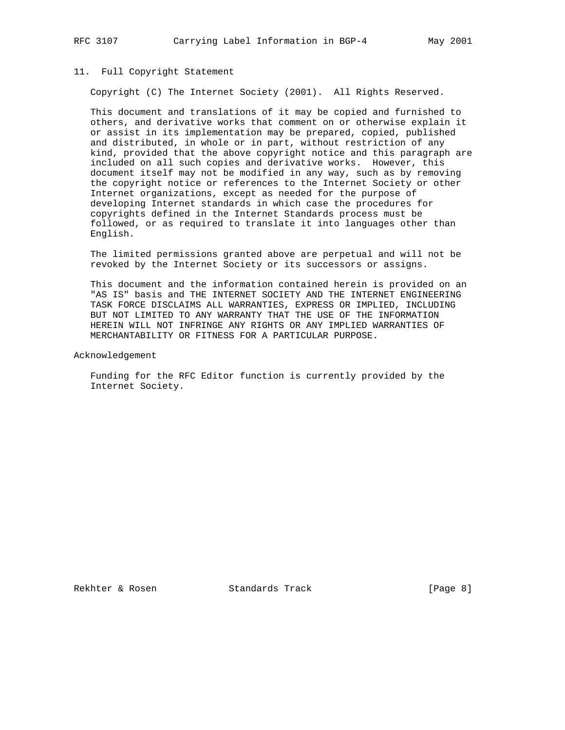## 11. Full Copyright Statement

Copyright (C) The Internet Society (2001). All Rights Reserved.

This document and translations of it may be copied and furnished to others, and derivative works that comment on or otherwise explain it or assist in its implementation may be prepared, copied, published and distributed, in whole or in part, without restriction of any kind, provided that the above copyright notice and this paragraph are included on all such copies and derivative works. However, this document itself may not be modified in any way, such as by removing the copyright notice or references to the Internet Society or other Internet organizations, except as needed for the purpose of developing Internet standards in which case the procedures for copyrights defined in the Internet Standards process must be followed, or as required to translate it into languages other than English.

The limited permissions granted above are perpetual and will not be revoked by the Internet Society or its successors or assigns.

This document and the information contained herein is provided on an "AS IS" basis and THE INTERNET SOCIETY AND THE INTERNET ENGINEERING TASK FORCE DISCLAIMS ALL WARRANTIES, EXPRESS OR IMPLIED, INCLUDING BUT NOT LIMITED TO ANY WARRANTY THAT THE USE OF THE INFORMATION HEREIN WILL NOT INFRINGE ANY RIGHTS OR ANY IMPLIED WARRANTIES OF MERCHANTABILITY OR FITNESS FOR A PARTICULAR PURPOSE.

## Acknowledgement

Funding for the RFC Editor function is currently provided by the Internet Society.